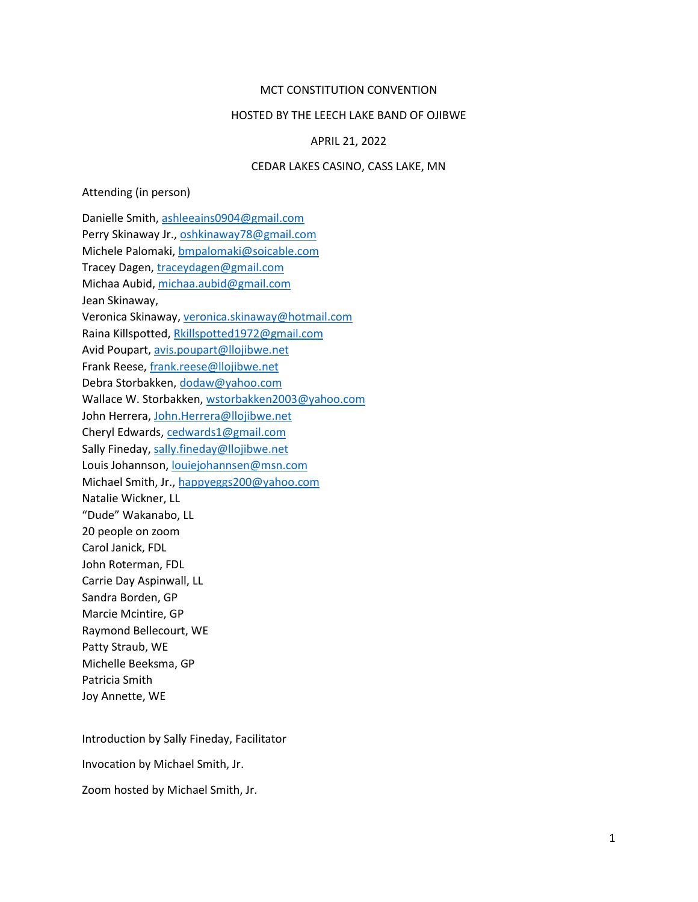MCT CONSTITUTION CONVENTION

HOSTED BY THE LEECH LAKE BAND OF OJIBWE

APRIL 21, 2022

CEDAR LAKES CASINO, CASS LAKE, MN

Attending (in person)

Danielle Smith, ashleeains0904@gmail.com
Perry Skinaway Jr., oshkinaway78@gmail.com
Michele Palomaki, bmpalomaki@soicable.com
Tracey Dagen, traceydagen@gmail.com
Michaa Aubid, michaa.aubid@gmail.com
Jean Skinaway,
Veronica Skinaway, veronica.skinaway@hotmail.com
Raina Killspotted, Rkillspotted1972@gmail.com
Avid Poupart, avis.poupart@llojibwe.net
Frank Reese, frank.reese@llojibwe.net
Debra Storbakken, dodaw@yahoo.com
Wallace W. Storbakken, wstorbakken2003@yahoo.com
John Herrera, John.Herrera@llojibwe.net
Cheryl Edwards, cedwards1@gmail.com
Sally Fineday, sally.fineday@llojibwe.net
Louis Johannson, louiejohannsen@msn.com
Michael Smith, Jr., happyeggs200@yahoo.com
Natalie Wickner, LL
"Dude" Wakanabo, LL
20 people on zoom
Carol Janick, FDL
John Roterman, FDL
Carrie Day Aspinwall, LL
Sandra Borden, GP
Marcie Mcintire, GP
Raymond Bellecourt, WE
Patty Straub, WE
Michelle Beeksma, GP
Patricia Smith
Joy Annette, WE

Introduction by Sally Fineday, Facilitator

Invocation by Michael Smith, Jr.

Zoom hosted by Michael Smith, Jr.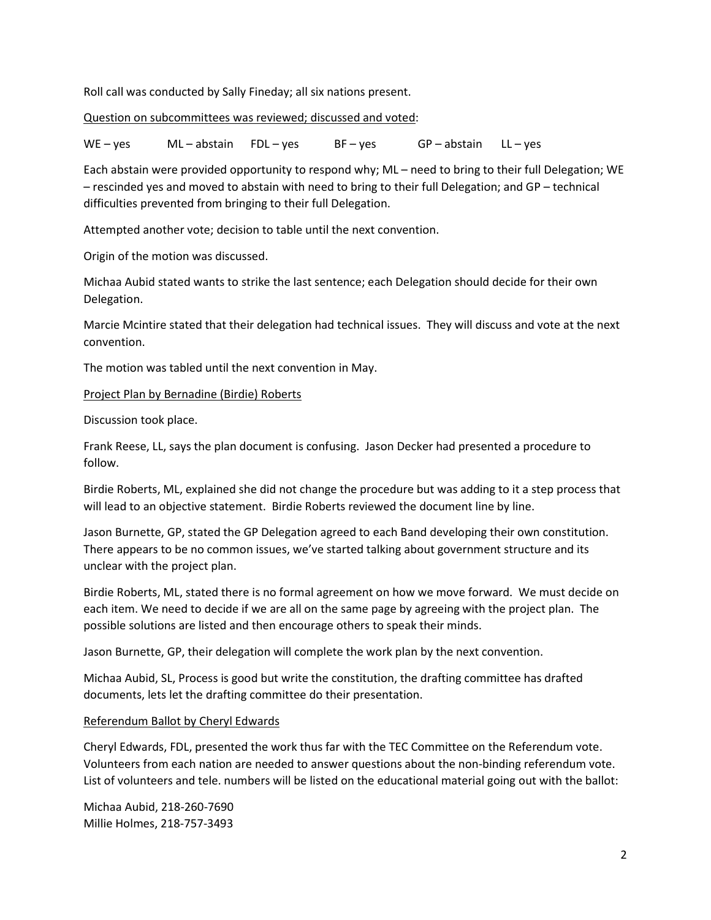Roll call was conducted by Sally Fineday; all six nations present.

Question on subcommittees was reviewed; discussed and voted:

WE – yes ML – abstain FDL – yes BF – yes GP – abstain LL – yes

Each abstain were provided opportunity to respond why; ML – need to bring to their full Delegation; WE – rescinded yes and moved to abstain with need to bring to their full Delegation; and GP – technical difficulties prevented from bringing to their full Delegation.

Attempted another vote; decision to table until the next convention.

Origin of the motion was discussed.

Michaa Aubid stated wants to strike the last sentence; each Delegation should decide for their own Delegation.

Marcie Mcintire stated that their delegation had technical issues. They will discuss and vote at the next convention.

The motion was tabled until the next convention in May.

Project Plan by Bernadine (Birdie) Roberts

Discussion took place.

Frank Reese, LL, says the plan document is confusing. Jason Decker had presented a procedure to follow.

Birdie Roberts, ML, explained she did not change the procedure but was adding to it a step process that will lead to an objective statement. Birdie Roberts reviewed the document line by line.

Jason Burnette, GP, stated the GP Delegation agreed to each Band developing their own constitution. There appears to be no common issues, we've started talking about government structure and its unclear with the project plan.

Birdie Roberts, ML, stated there is no formal agreement on how we move forward. We must decide on each item. We need to decide if we are all on the same page by agreeing with the project plan. The possible solutions are listed and then encourage others to speak their minds.

Jason Burnette, GP, their delegation will complete the work plan by the next convention.

Michaa Aubid, SL, Process is good but write the constitution, the drafting committee has drafted documents, lets let the drafting committee do their presentation.

Referendum Ballot by Cheryl Edwards

Cheryl Edwards, FDL, presented the work thus far with the TEC Committee on the Referendum vote. Volunteers from each nation are needed to answer questions about the non-binding referendum vote. List of volunteers and tele. numbers will be listed on the educational material going out with the ballot:

Michaa Aubid, 218-260-7690
Millie Holmes, 218-757-3493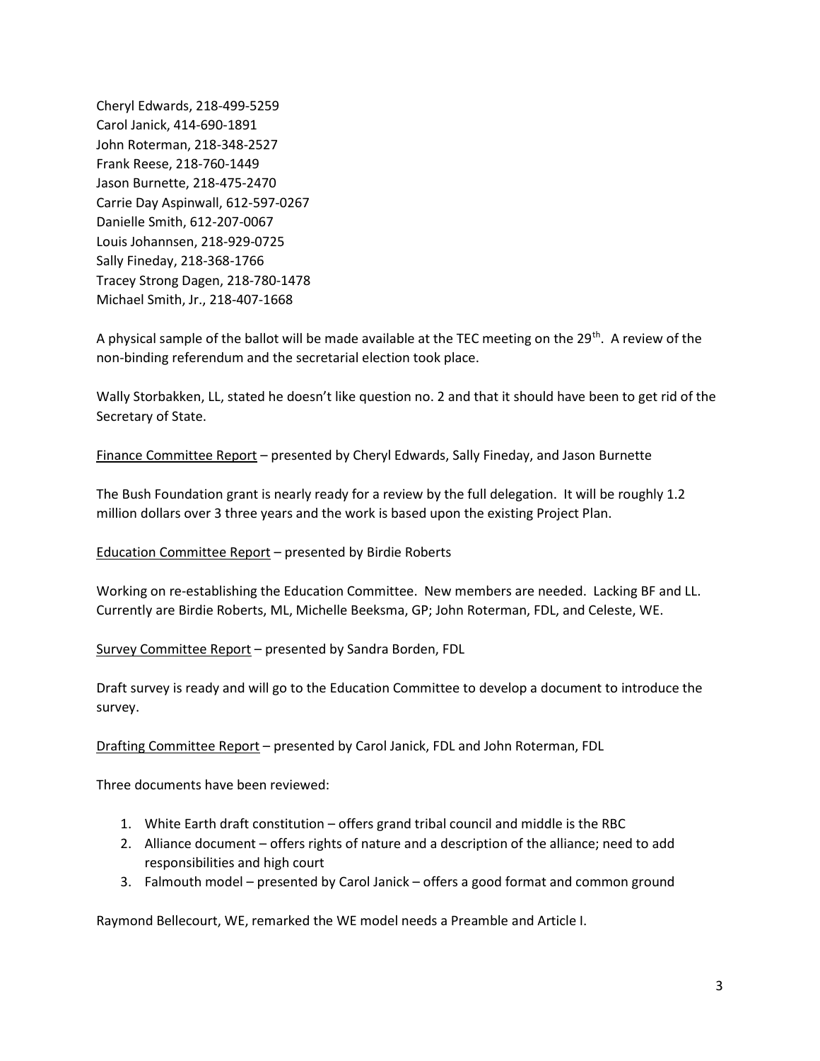Cheryl Edwards, 218-499-5259
Carol Janick, 414-690-1891
John Roterman, 218-348-2527
Frank Reese, 218-760-1449
Jason Burnette, 218-475-2470
Carrie Day Aspinwall, 612-597-0267
Danielle Smith, 612-207-0067
Louis Johannsen, 218-929-0725
Sally Fineday, 218-368-1766
Tracey Strong Dagen, 218-780-1478
Michael Smith, Jr., 218-407-1668

A physical sample of the ballot will be made available at the TEC meeting on the 29th. A review of the non-binding referendum and the secretarial election took place.

Wally Storbakken, LL, stated he doesn't like question no. 2 and that it should have been to get rid of the Secretary of State.

Finance Committee Report – presented by Cheryl Edwards, Sally Fineday, and Jason Burnette

The Bush Foundation grant is nearly ready for a review by the full delegation. It will be roughly 1.2 million dollars over 3 three years and the work is based upon the existing Project Plan.

Education Committee Report – presented by Birdie Roberts

Working on re-establishing the Education Committee. New members are needed. Lacking BF and LL. Currently are Birdie Roberts, ML, Michelle Beeksma, GP; John Roterman, FDL, and Celeste, WE.

Survey Committee Report – presented by Sandra Borden, FDL

Draft survey is ready and will go to the Education Committee to develop a document to introduce the survey.

Drafting Committee Report – presented by Carol Janick, FDL and John Roterman, FDL

Three documents have been reviewed:

1. White Earth draft constitution – offers grand tribal council and middle is the RBC
2. Alliance document – offers rights of nature and a description of the alliance; need to add responsibilities and high court
3. Falmouth model – presented by Carol Janick – offers a good format and common ground

Raymond Bellecourt, WE, remarked the WE model needs a Preamble and Article I.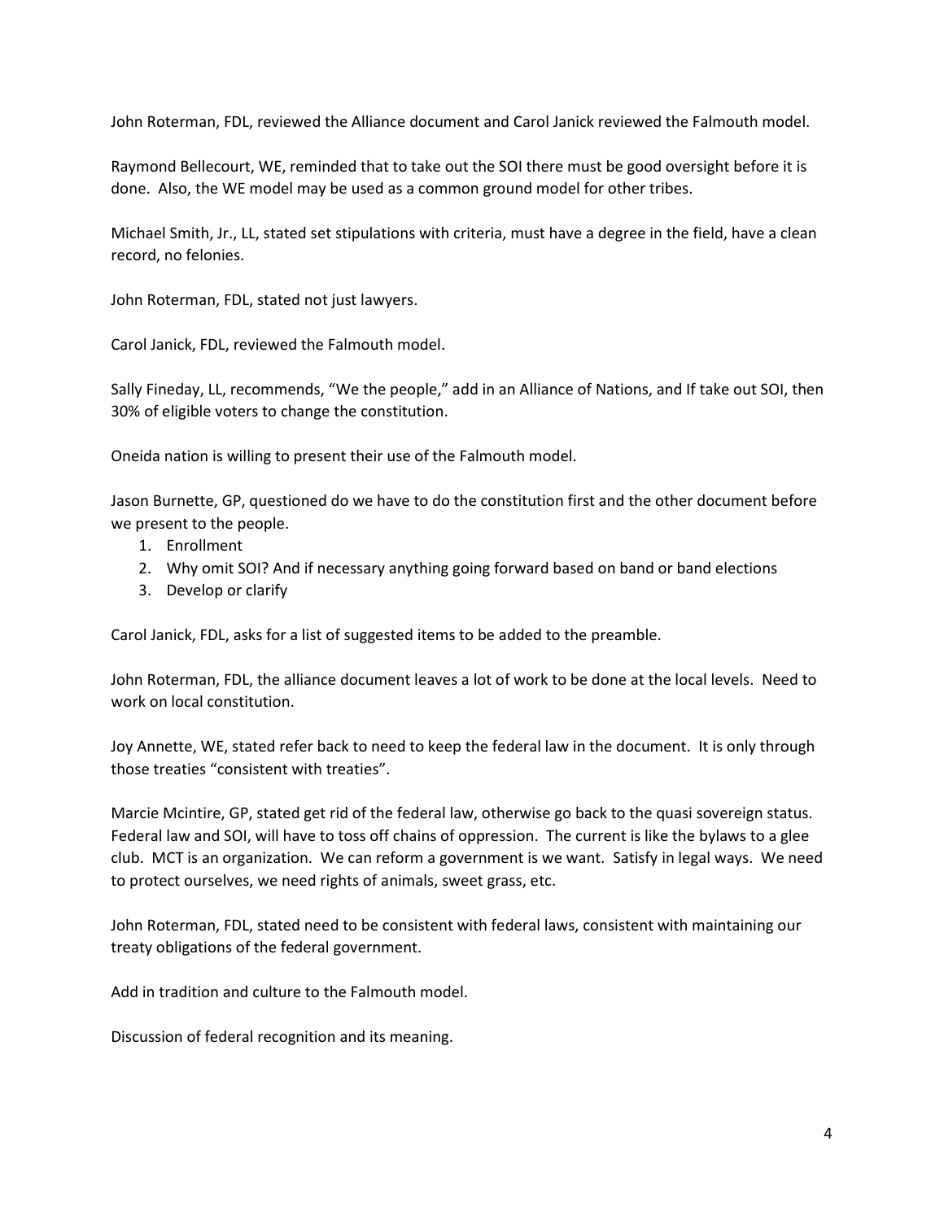John Roterman, FDL, reviewed the Alliance document and Carol Janick reviewed the Falmouth model.

Raymond Bellecourt, WE, reminded that to take out the SOI there must be good oversight before it is done. Also, the WE model may be used as a common ground model for other tribes.

Michael Smith, Jr., LL, stated set stipulations with criteria, must have a degree in the field, have a clean record, no felonies.

John Roterman, FDL, stated not just lawyers.

Carol Janick, FDL, reviewed the Falmouth model.

Sally Fineday, LL, recommends, "We the people," add in an Alliance of Nations, and If take out SOI, then 30% of eligible voters to change the constitution.

Oneida nation is willing to present their use of the Falmouth model.

Jason Burnette, GP, questioned do we have to do the constitution first and the other document before we present to the people.

1. Enrollment
2. Why omit SOI? And if necessary anything going forward based on band or band elections
3. Develop or clarify

Carol Janick, FDL, asks for a list of suggested items to be added to the preamble.

John Roterman, FDL, the alliance document leaves a lot of work to be done at the local levels. Need to work on local constitution.

Joy Annette, WE, stated refer back to need to keep the federal law in the document. It is only through those treaties "consistent with treaties".

Marcie Mcintire, GP, stated get rid of the federal law, otherwise go back to the quasi sovereign status. Federal law and SOI, will have to toss off chains of oppression. The current is like the bylaws to a glee club. MCT is an organization. We can reform a government is we want. Satisfy in legal ways. We need to protect ourselves, we need rights of animals, sweet grass, etc.

John Roterman, FDL, stated need to be consistent with federal laws, consistent with maintaining our treaty obligations of the federal government.

Add in tradition and culture to the Falmouth model.

Discussion of federal recognition and its meaning.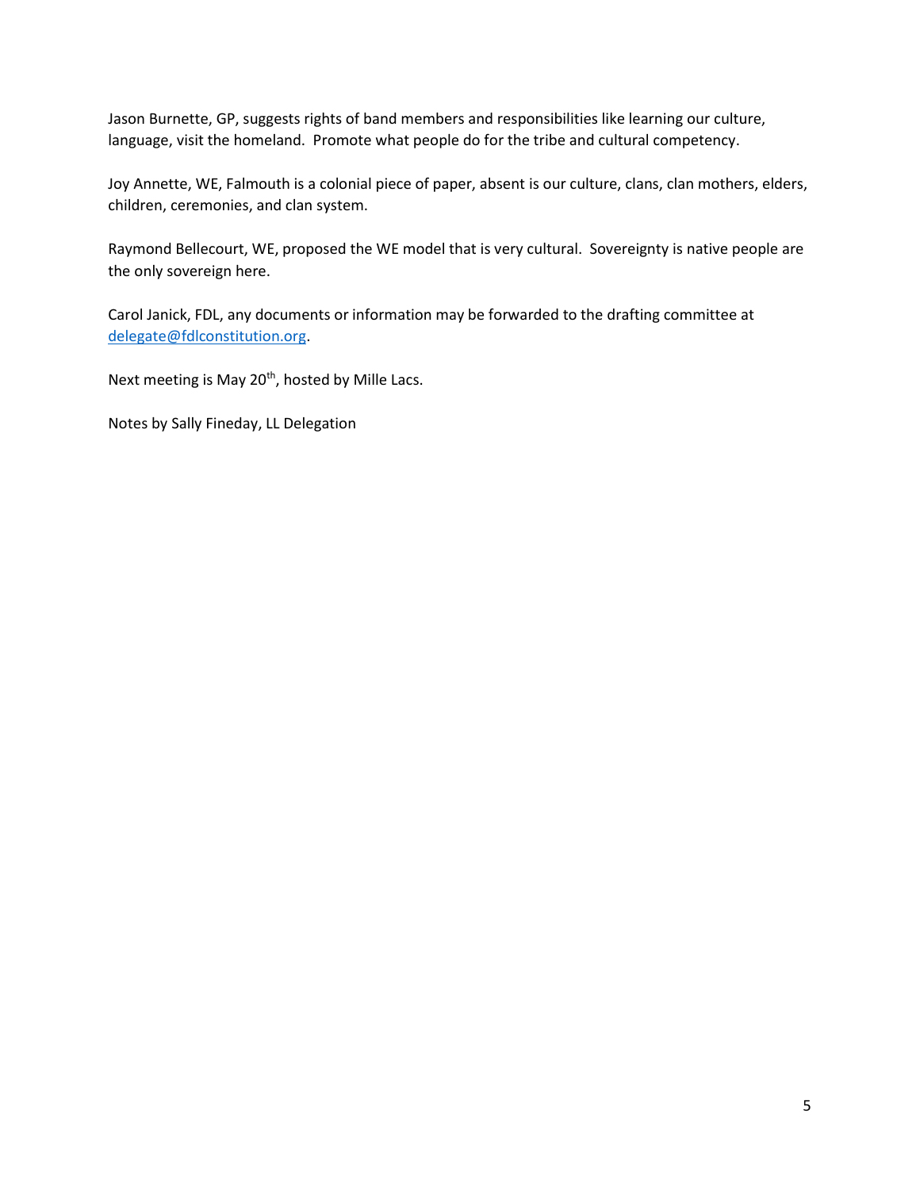Jason Burnette, GP, suggests rights of band members and responsibilities like learning our culture, language, visit the homeland. Promote what people do for the tribe and cultural competency.

Joy Annette, WE, Falmouth is a colonial piece of paper, absent is our culture, clans, clan mothers, elders, children, ceremonies, and clan system.

Raymond Bellecourt, WE, proposed the WE model that is very cultural. Sovereignty is native people are the only sovereign here.

Carol Janick, FDL, any documents or information may be forwarded to the drafting committee at delegate@fdlconstitution.org.

Next meeting is May 20th, hosted by Mille Lacs.

Notes by Sally Fineday, LL Delegation